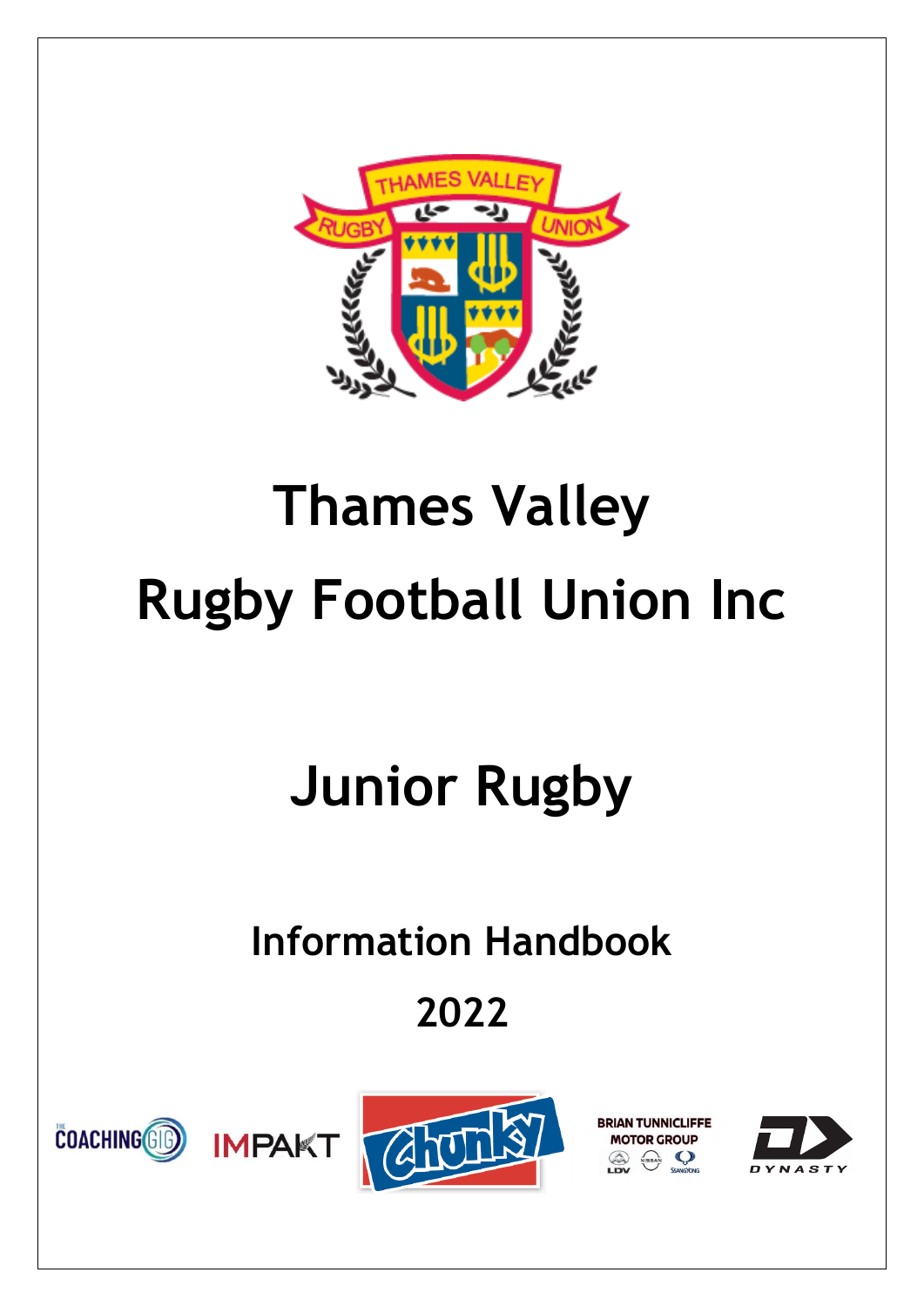# Thames Valley Rugby Football Union Inc

# Junior Rugby

## Information Handbook

## 2022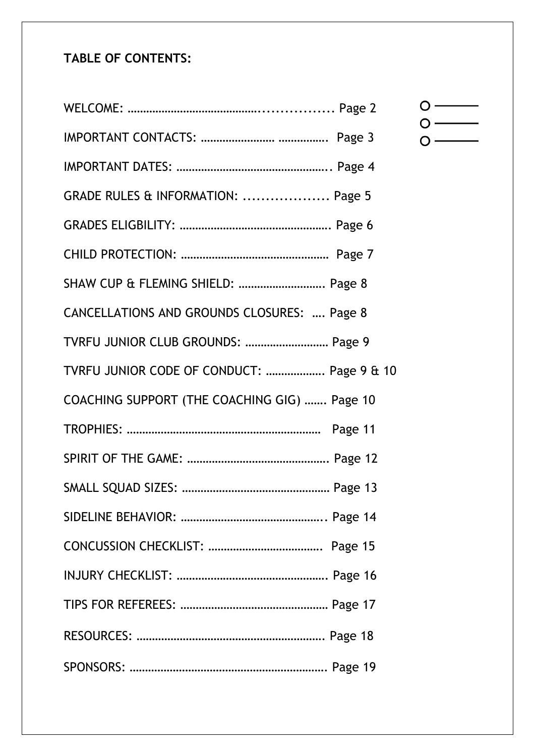**TABLE OF CONTENTS:**

WELCOME: ………………………………….................. Page 2

IMPORTANT CONTACTS: …………………… ……………. Page 3

IMPORTANT DATES: ………………………………………….. Page 4

GRADE RULES & INFORMATION: .................. Page 5

GRADES ELIGBILITY: …………………………………………. Page 6

CHILD PROTECTION: ………………………………………… Page 7

SHAW CUP & FLEMING SHIELD: ………………………. Page 8

CANCELLATIONS AND GROUNDS CLOSURES: …. Page 8

TVRFU JUNIOR CLUB GROUNDS: ……………………… Page 9

TVRFU JUNIOR CODE OF CONDUCT: ………………. Page 9 & 10

COACHING SUPPORT (THE COACHING GIG) ……. Page 10

TROPHIES: ……………………………………………………… Page 11

SPIRIT OF THE GAME: ………………………………………. Page 12

SMALL SQUAD SIZES: ………………………………………… Page 13

SIDELINE BEHAVIOR: ……………………………………….. Page 14

CONCUSSION CHECKLIST: ………………………………. Page 15

INJURY CHECKLIST: …………………………………………. Page 16

TIPS FOR REFEREES: ………………………………………… Page 17

RESOURCES: …………………………………………………… Page 18

SPONSORS: ……………………………………………………… Page 19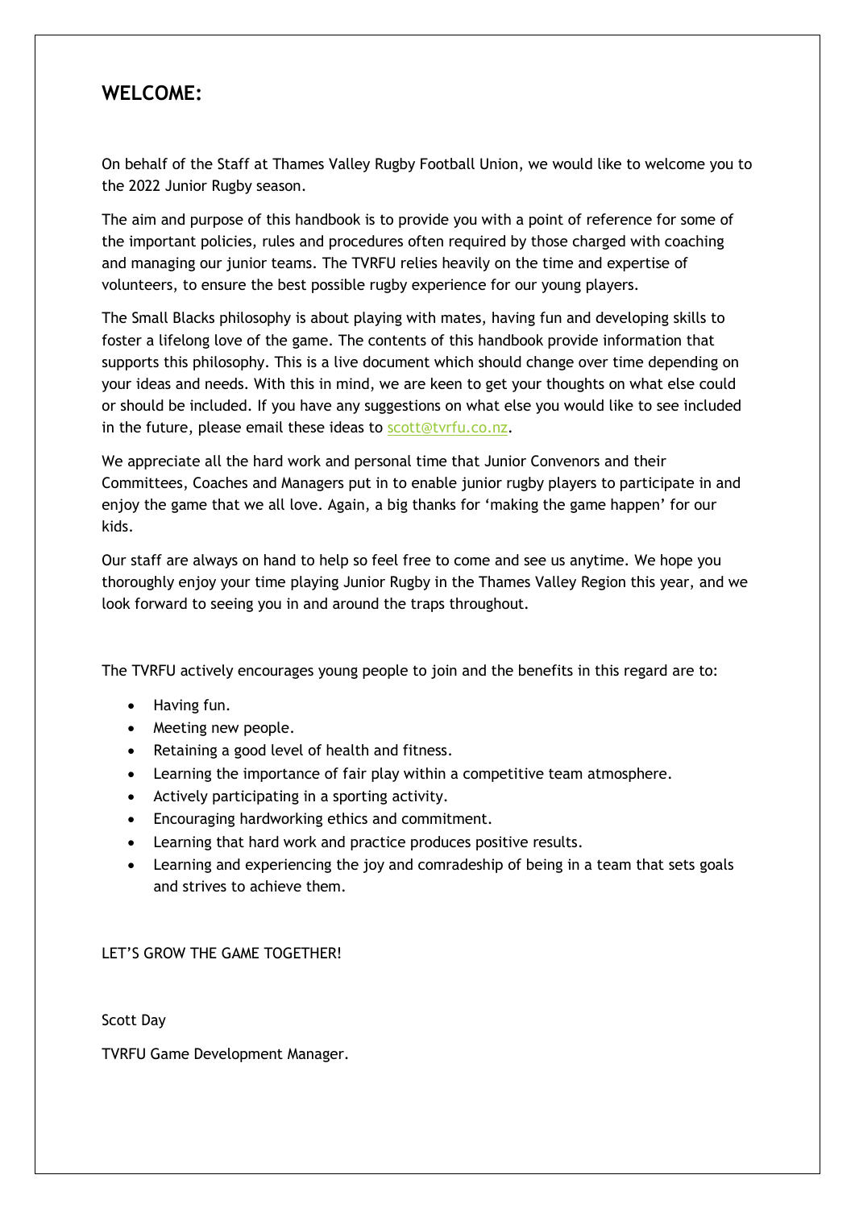## WELCOME:

On behalf of the Staff at Thames Valley Rugby Football Union, we would like to welcome you to the 2022 Junior Rugby season.

The aim and purpose of this handbook is to provide you with a point of reference for some of the important policies, rules and procedures often required by those charged with coaching and managing our junior teams. The TVRFU relies heavily on the time and expertise of volunteers, to ensure the best possible rugby experience for our young players.

The Small Blacks philosophy is about playing with mates, having fun and developing skills to foster a lifelong love of the game. The contents of this handbook provide information that supports this philosophy. This is a live document which should change over time depending on your ideas and needs. With this in mind, we are keen to get your thoughts on what else could or should be included. If you have any suggestions on what else you would like to see included in the future, please email these ideas to scott@tvrfu.co.nz.

We appreciate all the hard work and personal time that Junior Convenors and their Committees, Coaches and Managers put in to enable junior rugby players to participate in and enjoy the game that we all love. Again, a big thanks for 'making the game happen' for our kids.

Our staff are always on hand to help so feel free to come and see us anytime. We hope you thoroughly enjoy your time playing Junior Rugby in the Thames Valley Region this year, and we look forward to seeing you in and around the traps throughout.

The TVRFU actively encourages young people to join and the benefits in this regard are to:

- Having fun.
- Meeting new people.
- Retaining a good level of health and fitness.
- Learning the importance of fair play within a competitive team atmosphere.
- Actively participating in a sporting activity.
- Encouraging hardworking ethics and commitment.
- Learning that hard work and practice produces positive results.
- Learning and experiencing the joy and comradeship of being in a team that sets goals and strives to achieve them.

LET'S GROW THE GAME TOGETHER!

Scott Day

TVRFU Game Development Manager.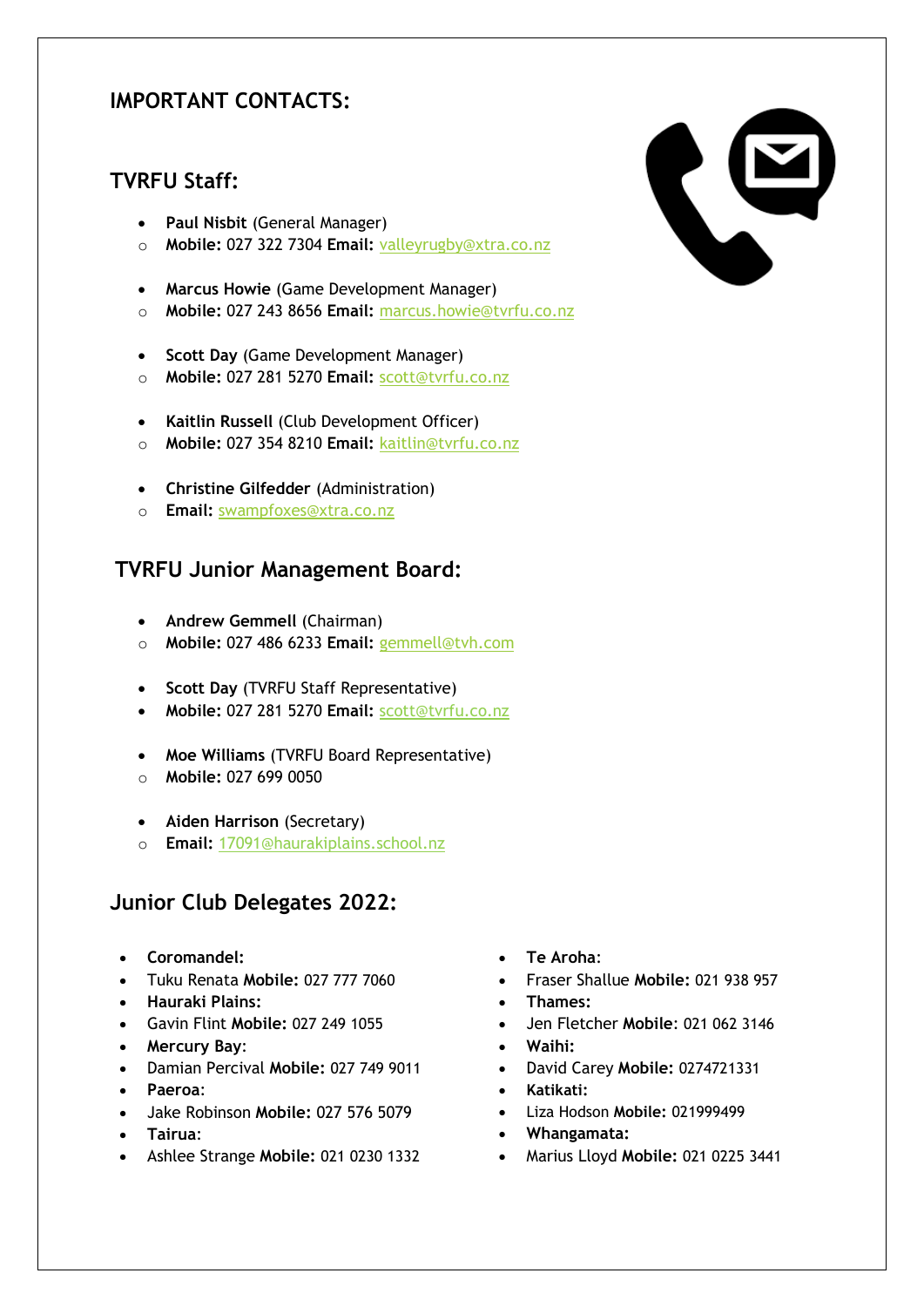## IMPORTANT CONTACTS:

### TVRFU Staff:

- **Paul Nisbit** (General Manager)
  - **Mobile:** 027 322 7304 **Email:** valleyrugby@xtra.co.nz

- **Marcus Howie** (Game Development Manager)
  - **Mobile:** 027 243 8656 **Email:** marcus.howie@tvrfu.co.nz

- **Scott Day** (Game Development Manager)
  - **Mobile:** 027 281 5270 **Email:** scott@tvrfu.co.nz

- **Kaitlin Russell** (Club Development Officer)
  - **Mobile:** 027 354 8210 **Email:** kaitlin@tvrfu.co.nz

- **Christine Gilfedder** (Administration)
  - **Email:** swampfoxes@xtra.co.nz

### TVRFU Junior Management Board:

- **Andrew Gemmell** (Chairman)
  - **Mobile:** 027 486 6233 **Email:** gemmell@tvh.com

- **Scott Day** (TVRFU Staff Representative)
- **Mobile:** 027 281 5270 **Email:** scott@tvrfu.co.nz

- **Moe Williams** (TVRFU Board Representative)
  - **Mobile:** 027 699 0050

- **Aiden Harrison** (Secretary)
  - **Email:** 17091@haurakiplains.school.nz

### Junior Club Delegates 2022:

- **Coromandel:**
- Tuku Renata **Mobile:** 027 777 7060
- **Hauraki Plains:**
- Gavin Flint **Mobile:** 027 249 1055
- **Mercury Bay**:
- Damian Percival **Mobile:** 027 749 9011
- **Paeroa**:
- Jake Robinson **Mobile:** 027 576 5079
- **Tairua**:
- Ashlee Strange **Mobile:** 021 0230 1332
- **Te Aroha**:
- Fraser Shallue **Mobile:** 021 938 957
- **Thames:**
- Jen Fletcher **Mobile**: 021 062 3146
- **Waihi:**
- David Carey **Mobile:** 0274721331
- **Katikati:**
- Liza Hodson **Mobile:** 021999499
- **Whangamata:**
- Marius Lloyd **Mobile:** 021 0225 3441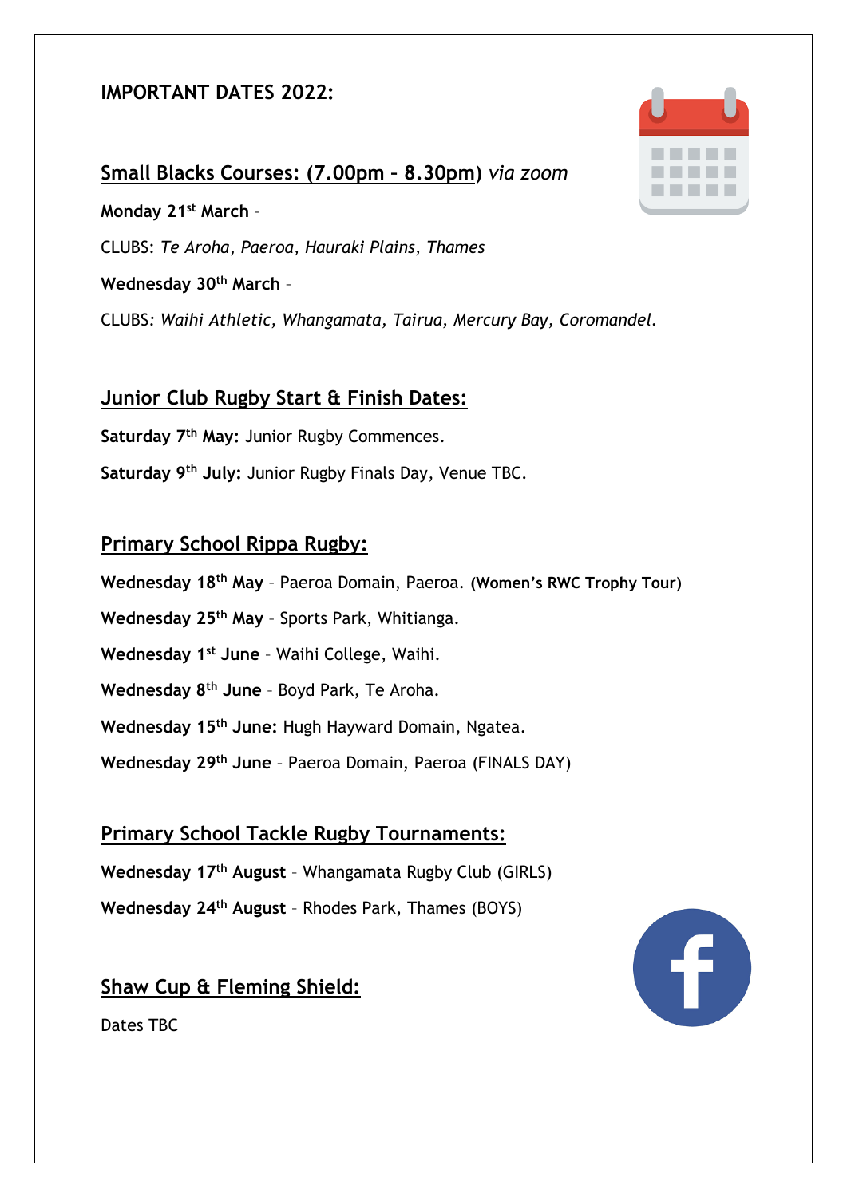## IMPORTANT DATES 2022:

### Small Blacks Courses: (7.00pm – 8.30pm) *via zoom*

**Monday 21st March** –

CLUBS: *Te Aroha, Paeroa, Hauraki Plains, Thames*

**Wednesday 30th March** –

CLUBS: *Waihi Athletic, Whangamata, Tairua, Mercury Bay, Coromandel.*

### Junior Club Rugby Start & Finish Dates:

**Saturday 7th May:** Junior Rugby Commences.

**Saturday 9th July:** Junior Rugby Finals Day, Venue TBC.

### Primary School Rippa Rugby:

**Wednesday 18th May** – Paeroa Domain, Paeroa. **(Women's RWC Trophy Tour)**

**Wednesday 25th May** – Sports Park, Whitianga.

**Wednesday 1st June** – Waihi College, Waihi.

**Wednesday 8th June** – Boyd Park, Te Aroha.

**Wednesday 15th June:** Hugh Hayward Domain, Ngatea.

**Wednesday 29th June** – Paeroa Domain, Paeroa (FINALS DAY)

### Primary School Tackle Rugby Tournaments:

**Wednesday 17th August** – Whangamata Rugby Club (GIRLS)

**Wednesday 24th August** – Rhodes Park, Thames (BOYS)

### Shaw Cup & Fleming Shield:

Dates TBC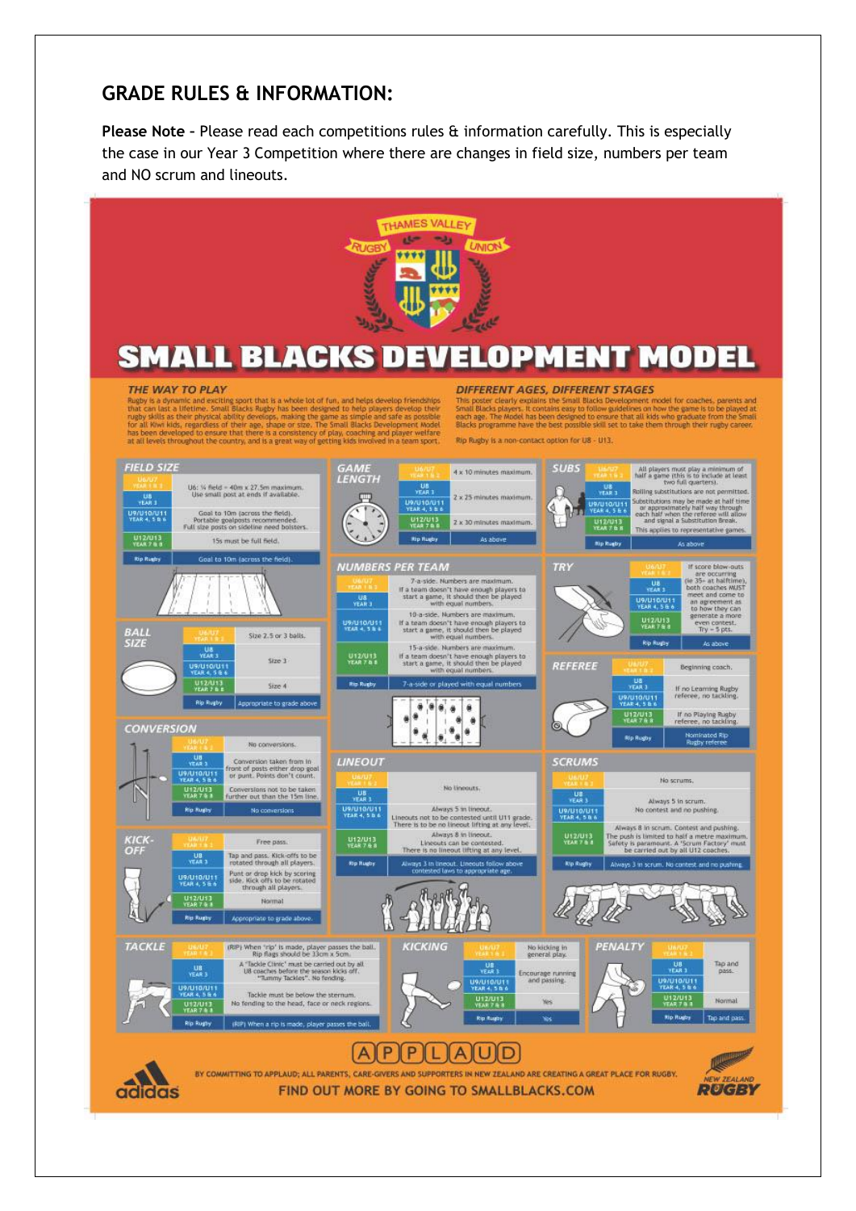## GRADE RULES & INFORMATION:

**Please Note** – Please read each competitions rules & information carefully. This is especially the case in our Year 3 Competition where there are changes in field size, numbers per team and NO scrum and lineouts.

THAMES VALLEY RUGBY UNION

# SMALL BLACKS DEVELOPMENT MODEL

### THE WAY TO PLAY

Rugby is a dynamic and exciting sport that is a whole lot of fun, and helps develop friendships that can last a lifetime. Small Blacks Rugby has been designed to help players develop their rugby skills as their physical ability develops, making the game as simple and safe as possible for all Kiwi kids, regardless of their age, shape or size. The Small Blacks Development Model has been developed to ensure that there is a consistency of play, coaching and player welfare at all levels throughout the country, and is a great way of getting kids involved in a team sport.

### DIFFERENT AGES, DIFFERENT STAGES

This poster clearly explains the Small Blacks Development model for coaches, parents and Small Blacks players. It contains easy to follow guidelines on how the game is to be played at each age. The Model has been designed to ensure that all kids who graduate from the Small Blacks programme have the best possible skill set to take them through their rugby career.

Rip Rugby is a non-contact option for U8 - U13.

### FIELD SIZE

| Grade | |
|---|---|
| U6/U7 Year 1 & 2 | U6: ¼ field – 40m x 27.5m maximum. Use small post at ends if available. |
| U8 Year 3 | |
| U9/U10/U11 Year 4, 5 & 6 | Goal to 10m (across the field). Portable goalposts recommended. Full size posts on sideline need bolsters. |
| U12/U13 Year 7 & 8 | 15s must be full field. |
| Rip Rugby | Goal to 10m (across the field). |

### GAME LENGTH

| Grade | |
|---|---|
| U6/U7 Year 1 & 2 | 4 x 10 minutes maximum. |
| U8 Year 3 | 2 x 25 minutes maximum. |
| U9/U10/U11 Year 4, 5 & 6 | |
| U12/U13 Year 7 & 8 | 2 x 30 minutes maximum. |
| Rip Rugby | As above |

### SUBS

| Grade | |
|---|---|
| U6/U7 Year 1 & 2 | All players must play a minimum of half a game (this is to include at least two full quarters). |
| U8 Year 3 | Rolling substitutions are not permitted. |
| U9/U10/U11 Year 4, 5 & 6 | Substitutions may be made at half time or approximately half way through each half when the referee will allow and signal a Substitution Break. |
| U12/U13 Year 7 & 8 | This applies to representative games. |
| Rip Rugby | As above |

### NUMBERS PER TEAM

| Grade | |
|---|---|
| U6/U7 Year 1 & 2 | 7-a-side. Numbers are maximum. If a team doesn't have enough players to start a game, it should then be played with equal numbers. |
| U8 Year 3 | |
| U9/U10/U11 Year 4, 5 & 6 | 10-a-side. Numbers are maximum. If a team doesn't have enough players to start a game, it should then be played with equal numbers. |
| U12/U13 Year 7 & 8 | 15-a-side. Numbers are maximum. If a team doesn't have enough players to start a game, it should then be played with equal numbers. |
| Rip Rugby | 7-a-side or played with equal numbers |

### BALL SIZE

| Grade | |
|---|---|
| U6/U7 Year 1 & 2 | Size 2.5 or 3 balls. |
| U8 Year 3 | Size 3 |
| U9/U10/U11 Year 4, 5 & 6 | |
| U12/U13 Year 7 & 8 | Size 4 |
| Rip Rugby | Appropriate to grade above |

### TRY

| Grade | |
|---|---|
| U6/U7 Year 1 & 2 | If score blow-outs are occurring (ie 35+ at halftime), both coaches MUST meet and come to an agreement as to how they can generate a more even contest. Try = 5 pts. |
| U8 Year 3 | |
| U9/U10/U11 Year 4, 5 & 6 | |
| U12/U13 Year 7 & 8 | |
| Rip Rugby | As above |

### REFEREE

| Grade | |
|---|---|
| U6/U7 Year 1 & 2 | Beginning coach. |
| U8 Year 3 | If no Learning Rugby referee, no tackling. |
| U9/U10/U11 Year 4, 5 & 6 | |
| U12/U13 Year 7 & 8 | If no Playing Rugby referee, no tackling. |
| Rip Rugby | Nominated Rip Rugby referee |

### CONVERSION

| Grade | |
|---|---|
| U6/U7 Year 1 & 2 | No conversions. |
| U8 Year 3 | Conversion taken from in front of posts either drop goal or punt. Points don't count. |
| U9/U10/U11 Year 4, 5 & 6 | |
| U12/U13 Year 7 & 8 | Conversions not to be taken further out than the 15m line. |
| Rip Rugby | No conversions |

### LINEOUT

| Grade | |
|---|---|
| U6/U7 Year 1 & 2 | No lineouts. |
| U8 Year 3 | |
| U9/U10/U11 Year 4, 5 & 6 | Always 5 in lineout. Lineouts not to be contested until U11 grade. There is to be no lineout lifting at any level. |
| U12/U13 Year 7 & 8 | Always 8 in lineout. Lineouts can be contested. There is no lineout lifting at any level. |
| Rip Rugby | Always 3 in lineout. Lineouts follow above contested laws to appropriate age. |

### SCRUMS

| Grade | |
|---|---|
| U6/U7 Year 1 & 2 | No scrums. |
| U8 Year 3 | |
| U9/U10/U11 Year 4, 5 & 6 | Always 5 in scrum. No contest and no pushing. |
| U12/U13 Year 7 & 8 | Always 8 in scrum. Contest and pushing. The push is limited to half a metre maximum. Safety is paramount. A 'Scrum Factory' must be carried out by all U12 coaches. |
| Rip Rugby | Always 3 in scrum. No contest and no pushing. |

### KICK-OFF

| Grade | |
|---|---|
| U6/U7 Year 1 & 2 | Free pass. |
| U8 Year 3 | Tap and pass. Kick-offs to be rotated through all players. |
| U9/U10/U11 Year 4, 5 & 6 | Punt or drop kick by scoring side. Kick offs to be rotated through all players. |
| U12/U13 Year 7 & 8 | Normal |
| Rip Rugby | Appropriate to grade above. |

### TACKLE

| Grade | |
|---|---|
| U6/U7 Year 1 & 2 | (RIP) When 'rip' is made, player passes the ball. Rip flags should be 33cm x 5cm. |
| U8 Year 3 | A 'Tackle Clinic' must be carried out by all U8 coaches before the season kicks off. "Tummy Tackles". No fending. |
| U9/U10/U11 Year 4, 5 & 6 | Tackle must be below the sternum. No fending to the head, face or neck regions. |
| U12/U13 Year 7 & 8 | |
| Rip Rugby | (RIP) When a rip is made, player passes the ball. |

### KICKING

| Grade | |
|---|---|
| U6/U7 Year 1 & 2 | No kicking in general play. |
| U8 Year 3 | Encourage running and passing. |
| U9/U10/U11 Year 4, 5 & 6 | |
| U12/U13 Year 7 & 8 | Yes |
| Rip Rugby | Yes |

### PENALTY

| Grade | |
|---|---|
| U6/U7 Year 1 & 2 | Tap and pass. |
| U8 Year 3 | |
| U9/U10/U11 Year 4, 5 & 6 | |
| U12/U13 Year 7 & 8 | Normal |
| Rip Rugby | Tap and pass. |

APPLAUD

BY COMMITTING TO APPLAUD; ALL PARENTS, CARE-GIVERS AND SUPPORTERS IN NEW ZEALAND ARE CREATING A GREAT PLACE FOR RUGBY.

FIND OUT MORE BY GOING TO SMALLBLACKS.COM

adidas — NEW ZEALAND RUGBY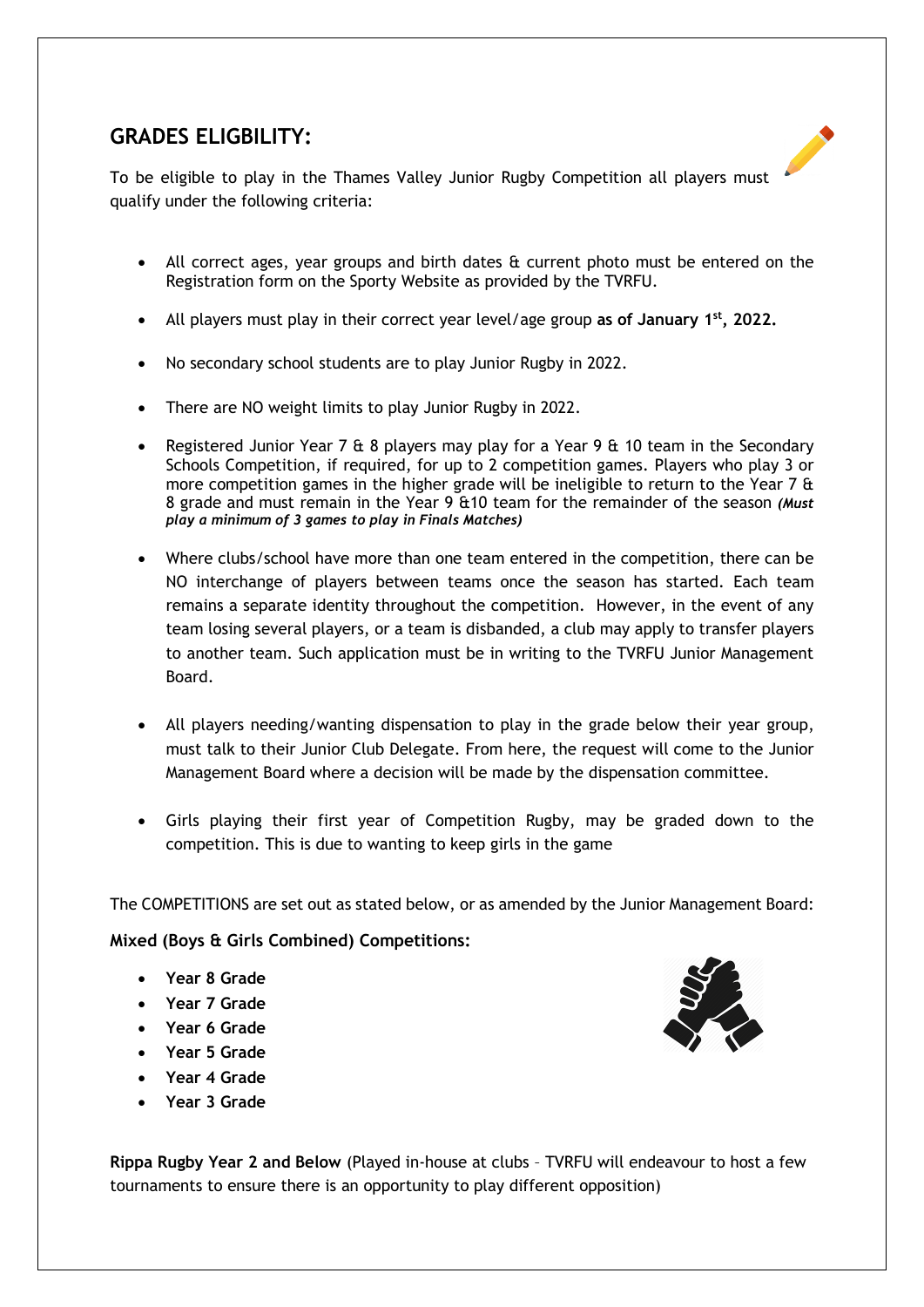## GRADES ELIGBILITY:

To be eligible to play in the Thames Valley Junior Rugby Competition all players must qualify under the following criteria:

- All correct ages, year groups and birth dates & current photo must be entered on the Registration form on the Sporty Website as provided by the TVRFU.
- All players must play in their correct year level/age group **as of January 1st, 2022.**
- No secondary school students are to play Junior Rugby in 2022.
- There are NO weight limits to play Junior Rugby in 2022.
- Registered Junior Year 7 & 8 players may play for a Year 9 & 10 team in the Secondary Schools Competition, if required, for up to 2 competition games. Players who play 3 or more competition games in the higher grade will be ineligible to return to the Year 7 & 8 grade and must remain in the Year 9 &10 team for the remainder of the season ***(Must play a minimum of 3 games to play in Finals Matches)***
- Where clubs/school have more than one team entered in the competition, there can be NO interchange of players between teams once the season has started. Each team remains a separate identity throughout the competition. However, in the event of any team losing several players, or a team is disbanded, a club may apply to transfer players to another team. Such application must be in writing to the TVRFU Junior Management Board.
- All players needing/wanting dispensation to play in the grade below their year group, must talk to their Junior Club Delegate. From here, the request will come to the Junior Management Board where a decision will be made by the dispensation committee.
- Girls playing their first year of Competition Rugby, may be graded down to the competition. This is due to wanting to keep girls in the game

The COMPETITIONS are set out as stated below, or as amended by the Junior Management Board:

**Mixed (Boys & Girls Combined) Competitions:**

- **Year 8 Grade**
- **Year 7 Grade**
- **Year 6 Grade**
- **Year 5 Grade**
- **Year 4 Grade**
- **Year 3 Grade**

**Rippa Rugby Year 2 and Below** (Played in-house at clubs – TVRFU will endeavour to host a few tournaments to ensure there is an opportunity to play different opposition)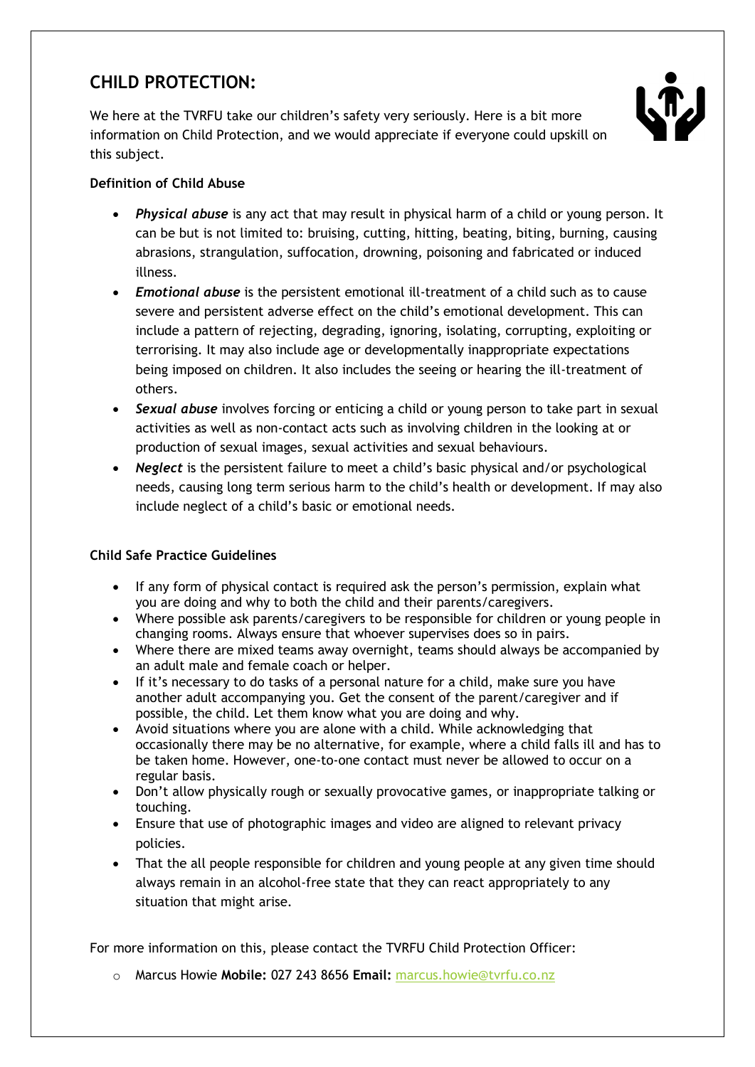## CHILD PROTECTION:

We here at the TVRFU take our children's safety very seriously. Here is a bit more information on Child Protection, and we would appreciate if everyone could upskill on this subject.

**Definition of Child Abuse**

- ***Physical abuse*** is any act that may result in physical harm of a child or young person. It can be but is not limited to: bruising, cutting, hitting, beating, biting, burning, causing abrasions, strangulation, suffocation, drowning, poisoning and fabricated or induced illness.
- ***Emotional abuse*** is the persistent emotional ill-treatment of a child such as to cause severe and persistent adverse effect on the child's emotional development. This can include a pattern of rejecting, degrading, ignoring, isolating, corrupting, exploiting or terrorising. It may also include age or developmentally inappropriate expectations being imposed on children. It also includes the seeing or hearing the ill-treatment of others.
- ***Sexual abuse*** involves forcing or enticing a child or young person to take part in sexual activities as well as non-contact acts such as involving children in the looking at or production of sexual images, sexual activities and sexual behaviours.
- ***Neglect*** is the persistent failure to meet a child's basic physical and/or psychological needs, causing long term serious harm to the child's health or development. If may also include neglect of a child's basic or emotional needs.

**Child Safe Practice Guidelines**

- If any form of physical contact is required ask the person's permission, explain what you are doing and why to both the child and their parents/caregivers.
- Where possible ask parents/caregivers to be responsible for children or young people in changing rooms. Always ensure that whoever supervises does so in pairs.
- Where there are mixed teams away overnight, teams should always be accompanied by an adult male and female coach or helper.
- If it's necessary to do tasks of a personal nature for a child, make sure you have another adult accompanying you. Get the consent of the parent/caregiver and if possible, the child. Let them know what you are doing and why.
- Avoid situations where you are alone with a child. While acknowledging that occasionally there may be no alternative, for example, where a child falls ill and has to be taken home. However, one-to-one contact must never be allowed to occur on a regular basis.
- Don't allow physically rough or sexually provocative games, or inappropriate talking or touching.
- Ensure that use of photographic images and video are aligned to relevant privacy policies.
- That the all people responsible for children and young people at any given time should always remain in an alcohol-free state that they can react appropriately to any situation that might arise.

For more information on this, please contact the TVRFU Child Protection Officer:

- Marcus Howie **Mobile:** 027 243 8656 **Email:** marcus.howie@tvrfu.co.nz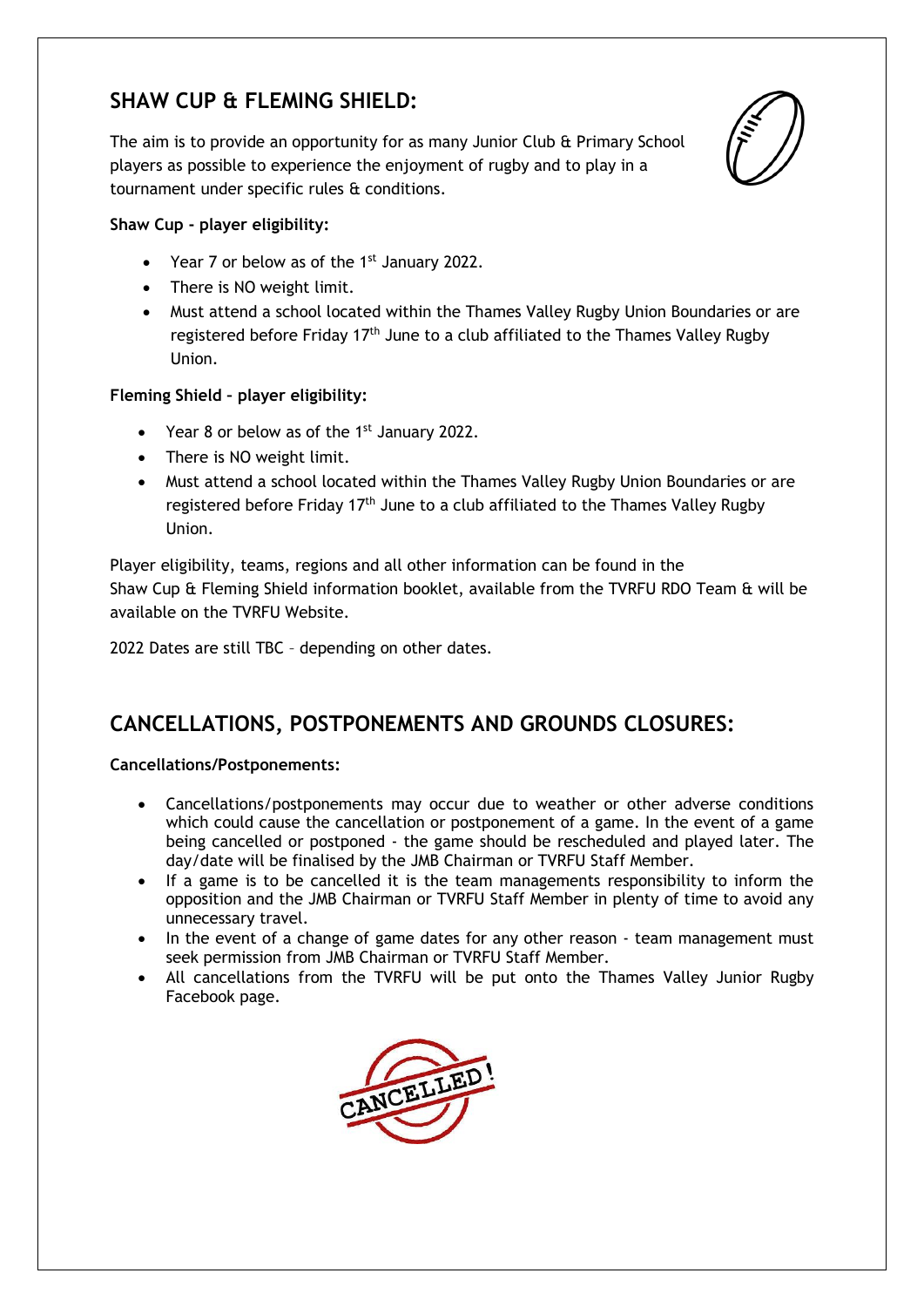## SHAW CUP & FLEMING SHIELD:

The aim is to provide an opportunity for as many Junior Club & Primary School players as possible to experience the enjoyment of rugby and to play in a tournament under specific rules & conditions.

**Shaw Cup - player eligibility:**

- Year 7 or below as of the 1st January 2022.
- There is NO weight limit.
- Must attend a school located within the Thames Valley Rugby Union Boundaries or are registered before Friday 17th June to a club affiliated to the Thames Valley Rugby Union.

**Fleming Shield – player eligibility:**

- Year 8 or below as of the 1st January 2022.
- There is NO weight limit.
- Must attend a school located within the Thames Valley Rugby Union Boundaries or are registered before Friday 17th June to a club affiliated to the Thames Valley Rugby Union.

Player eligibility, teams, regions and all other information can be found in the Shaw Cup & Fleming Shield information booklet, available from the TVRFU RDO Team & will be available on the TVRFU Website.

2022 Dates are still TBC – depending on other dates.

## CANCELLATIONS, POSTPONEMENTS AND GROUNDS CLOSURES:

**Cancellations/Postponements:**

- Cancellations/postponements may occur due to weather or other adverse conditions which could cause the cancellation or postponement of a game. In the event of a game being cancelled or postponed - the game should be rescheduled and played later. The day/date will be finalised by the JMB Chairman or TVRFU Staff Member.
- If a game is to be cancelled it is the team managements responsibility to inform the opposition and the JMB Chairman or TVRFU Staff Member in plenty of time to avoid any unnecessary travel.
- In the event of a change of game dates for any other reason - team management must seek permission from JMB Chairman or TVRFU Staff Member.
- All cancellations from the TVRFU will be put onto the Thames Valley Junior Rugby Facebook page.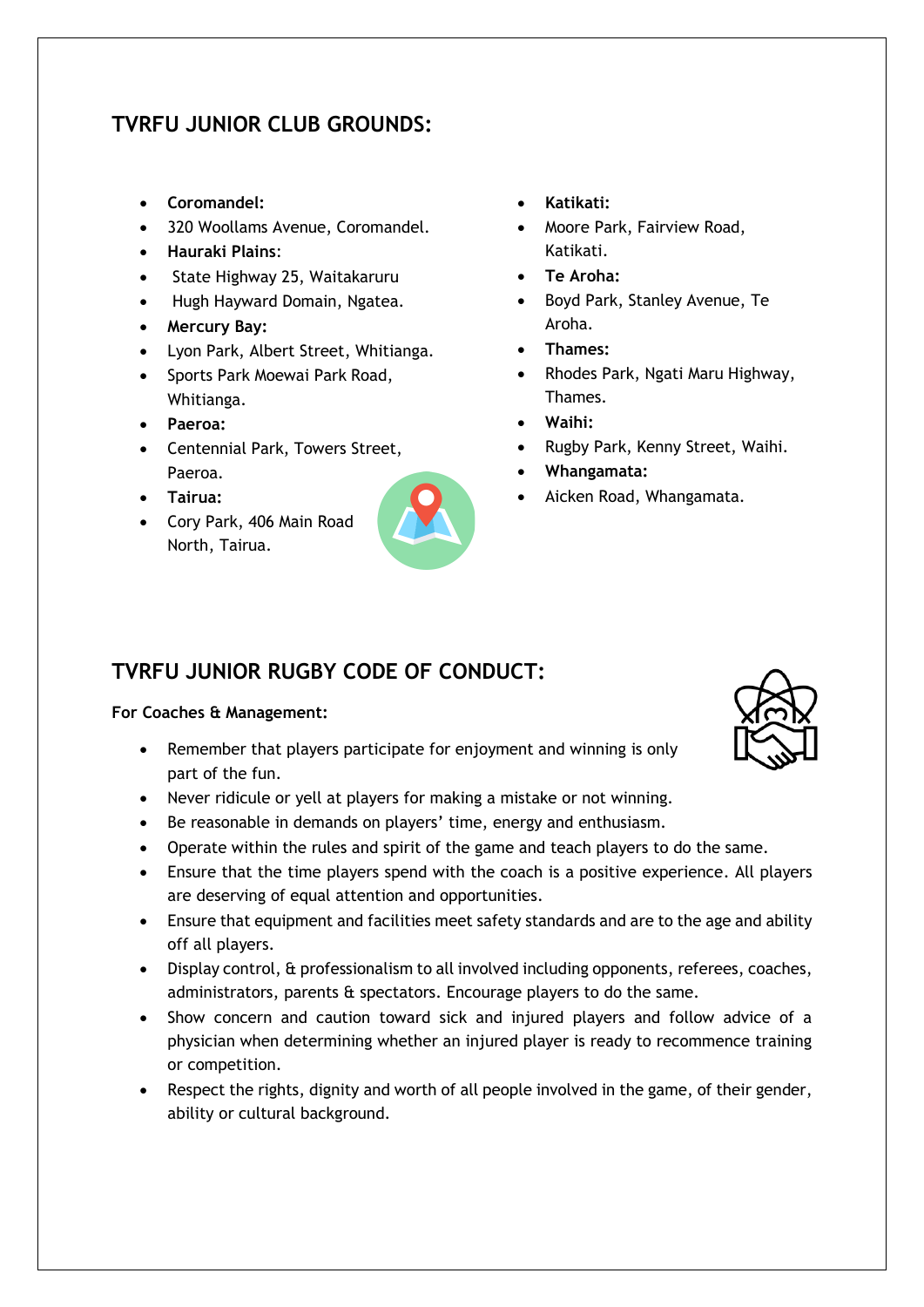## TVRFU JUNIOR CLUB GROUNDS:

- **Coromandel:**
- 320 Woollams Avenue, Coromandel.
- **Hauraki Plains**:
- State Highway 25, Waitakaruru
- Hugh Hayward Domain, Ngatea.
- **Mercury Bay:**
- Lyon Park, Albert Street, Whitianga.
- Sports Park Moewai Park Road, Whitianga.
- **Paeroa:**
- Centennial Park, Towers Street, Paeroa.
- **Tairua:**
- Cory Park, 406 Main Road North, Tairua.
- **Katikati:**
- Moore Park, Fairview Road, Katikati.
- **Te Aroha:**
- Boyd Park, Stanley Avenue, Te Aroha.
- **Thames:**
- Rhodes Park, Ngati Maru Highway, Thames.
- **Waihi:**
- Rugby Park, Kenny Street, Waihi.
- **Whangamata:**
- Aicken Road, Whangamata.

## TVRFU JUNIOR RUGBY CODE OF CONDUCT:

**For Coaches & Management:**

- Remember that players participate for enjoyment and winning is only part of the fun.
- Never ridicule or yell at players for making a mistake or not winning.
- Be reasonable in demands on players' time, energy and enthusiasm.
- Operate within the rules and spirit of the game and teach players to do the same.
- Ensure that the time players spend with the coach is a positive experience. All players are deserving of equal attention and opportunities.
- Ensure that equipment and facilities meet safety standards and are to the age and ability off all players.
- Display control, & professionalism to all involved including opponents, referees, coaches, administrators, parents & spectators. Encourage players to do the same.
- Show concern and caution toward sick and injured players and follow advice of a physician when determining whether an injured player is ready to recommence training or competition.
- Respect the rights, dignity and worth of all people involved in the game, of their gender, ability or cultural background.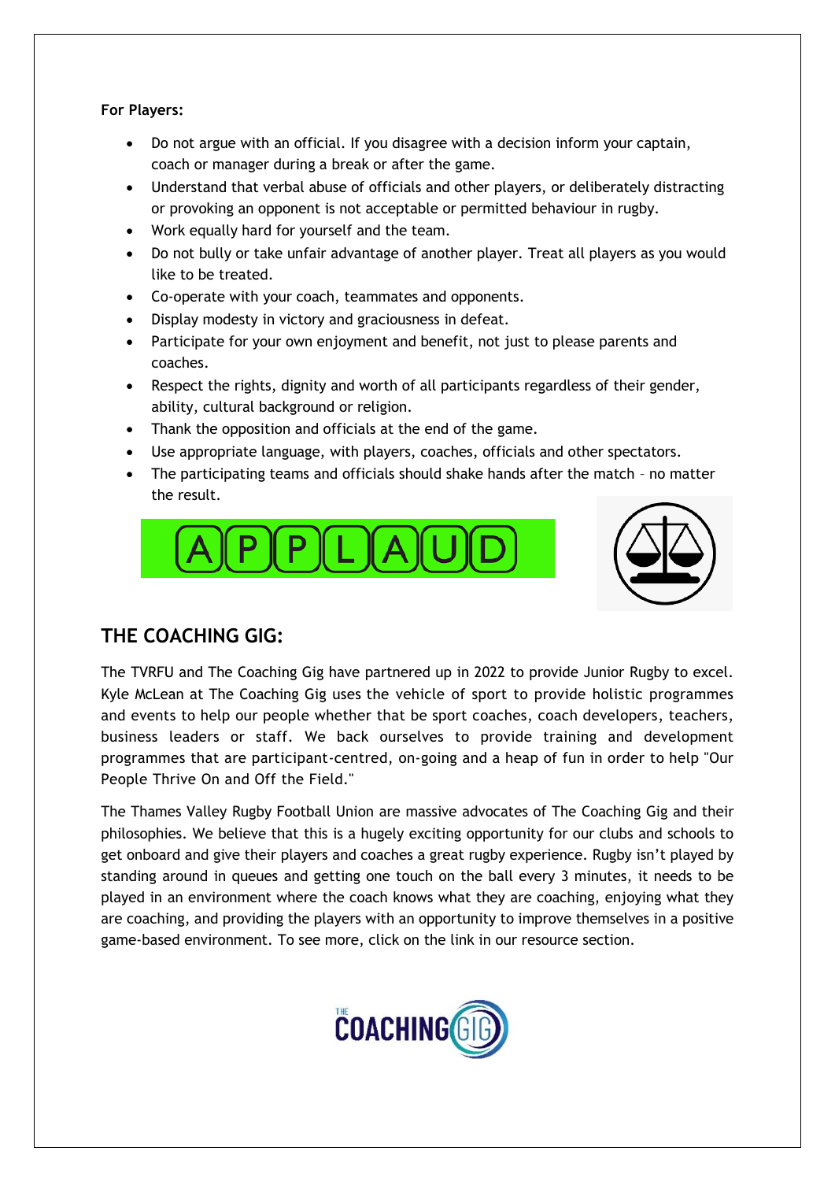**For Players:**

- Do not argue with an official. If you disagree with a decision inform your captain, coach or manager during a break or after the game.
- Understand that verbal abuse of officials and other players, or deliberately distracting or provoking an opponent is not acceptable or permitted behaviour in rugby.
- Work equally hard for yourself and the team.
- Do not bully or take unfair advantage of another player. Treat all players as you would like to be treated.
- Co-operate with your coach, teammates and opponents.
- Display modesty in victory and graciousness in defeat.
- Participate for your own enjoyment and benefit, not just to please parents and coaches.
- Respect the rights, dignity and worth of all participants regardless of their gender, ability, cultural background or religion.
- Thank the opposition and officials at the end of the game.
- Use appropriate language, with players, coaches, officials and other spectators.
- The participating teams and officials should shake hands after the match – no matter the result.

APPLAUD

## THE COACHING GIG:

The TVRFU and The Coaching Gig have partnered up in 2022 to provide Junior Rugby to excel. Kyle McLean at The Coaching Gig uses the vehicle of sport to provide holistic programmes and events to help our people whether that be sport coaches, coach developers, teachers, business leaders or staff. We back ourselves to provide training and development programmes that are participant-centred, on-going and a heap of fun in order to help "Our People Thrive On and Off the Field."

The Thames Valley Rugby Football Union are massive advocates of The Coaching Gig and their philosophies. We believe that this is a hugely exciting opportunity for our clubs and schools to get onboard and give their players and coaches a great rugby experience. Rugby isn't played by standing around in queues and getting one touch on the ball every 3 minutes, it needs to be played in an environment where the coach knows what they are coaching, enjoying what they are coaching, and providing the players with an opportunity to improve themselves in a positive game-based environment. To see more, click on the link in our resource section.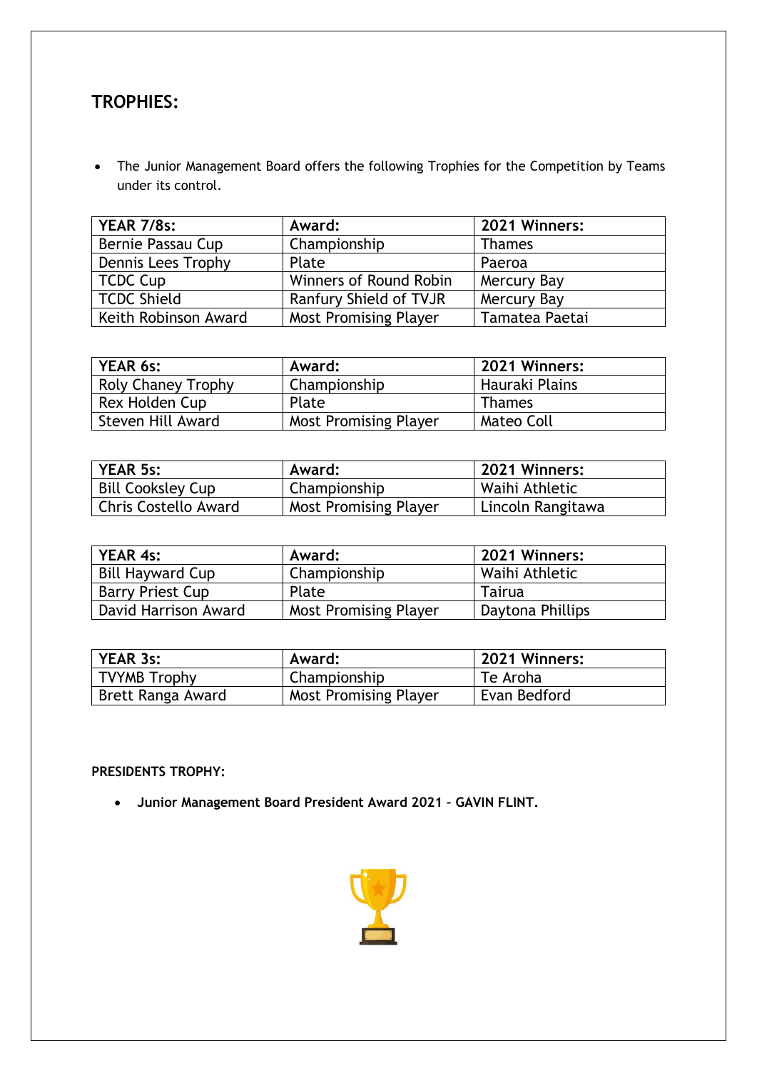## TROPHIES:

- The Junior Management Board offers the following Trophies for the Competition by Teams under its control.

| YEAR 7/8s: | Award: | 2021 Winners: |
| --- | --- | --- |
| Bernie Passau Cup | Championship | Thames |
| Dennis Lees Trophy | Plate | Paeroa |
| TCDC Cup | Winners of Round Robin | Mercury Bay |
| TCDC Shield | Ranfury Shield of TVJR | Mercury Bay |
| Keith Robinson Award | Most Promising Player | Tamatea Paetai |

| YEAR 6s: | Award: | 2021 Winners: |
| --- | --- | --- |
| Roly Chaney Trophy | Championship | Hauraki Plains |
| Rex Holden Cup | Plate | Thames |
| Steven Hill Award | Most Promising Player | Mateo Coll |

| YEAR 5s: | Award: | 2021 Winners: |
| --- | --- | --- |
| Bill Cooksley Cup | Championship | Waihi Athletic |
| Chris Costello Award | Most Promising Player | Lincoln Rangitawa |

| YEAR 4s: | Award: | 2021 Winners: |
| --- | --- | --- |
| Bill Hayward Cup | Championship | Waihi Athletic |
| Barry Priest Cup | Plate | Tairua |
| David Harrison Award | Most Promising Player | Daytona Phillips |

| YEAR 3s: | Award: | 2021 Winners: |
| --- | --- | --- |
| TVYMB Trophy | Championship | Te Aroha |
| Brett Ranga Award | Most Promising Player | Evan Bedford |

**PRESIDENTS TROPHY:**

- **Junior Management Board President Award 2021 – GAVIN FLINT.**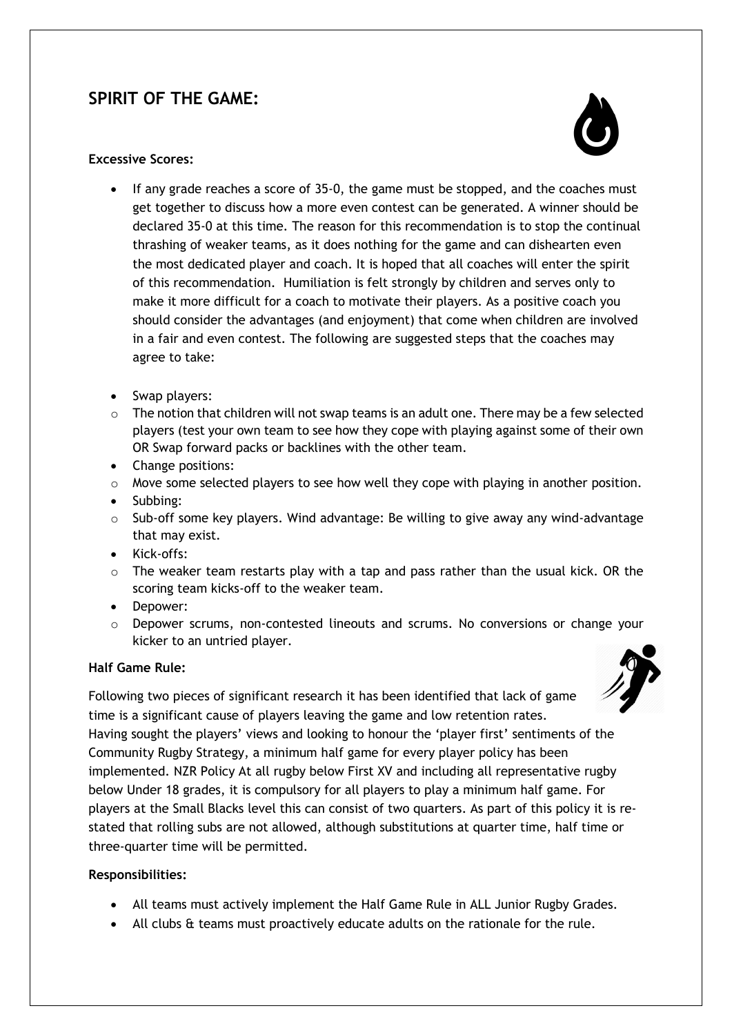## SPIRIT OF THE GAME:

**Excessive Scores:**

- If any grade reaches a score of 35-0, the game must be stopped, and the coaches must get together to discuss how a more even contest can be generated. A winner should be declared 35-0 at this time. The reason for this recommendation is to stop the continual thrashing of weaker teams, as it does nothing for the game and can dishearten even the most dedicated player and coach. It is hoped that all coaches will enter the spirit of this recommendation. Humiliation is felt strongly by children and serves only to make it more difficult for a coach to motivate their players. As a positive coach you should consider the advantages (and enjoyment) that come when children are involved in a fair and even contest. The following are suggested steps that the coaches may agree to take:

- Swap players:
  - The notion that children will not swap teams is an adult one. There may be a few selected players (test your own team to see how they cope with playing against some of their own OR Swap forward packs or backlines with the other team.
- Change positions:
  - Move some selected players to see how well they cope with playing in another position.
- Subbing:
  - Sub-off some key players. Wind advantage: Be willing to give away any wind-advantage that may exist.
- Kick-offs:
  - The weaker team restarts play with a tap and pass rather than the usual kick. OR the scoring team kicks-off to the weaker team.
- Depower:
  - Depower scrums, non-contested lineouts and scrums. No conversions or change your kicker to an untried player.

**Half Game Rule:**

Following two pieces of significant research it has been identified that lack of game time is a significant cause of players leaving the game and low retention rates. Having sought the players' views and looking to honour the 'player first' sentiments of the Community Rugby Strategy, a minimum half game for every player policy has been implemented. NZR Policy At all rugby below First XV and including all representative rugby below Under 18 grades, it is compulsory for all players to play a minimum half game. For players at the Small Blacks level this can consist of two quarters. As part of this policy it is re-stated that rolling subs are not allowed, although substitutions at quarter time, half time or three-quarter time will be permitted.

**Responsibilities:**

- All teams must actively implement the Half Game Rule in ALL Junior Rugby Grades.
- All clubs & teams must proactively educate adults on the rationale for the rule.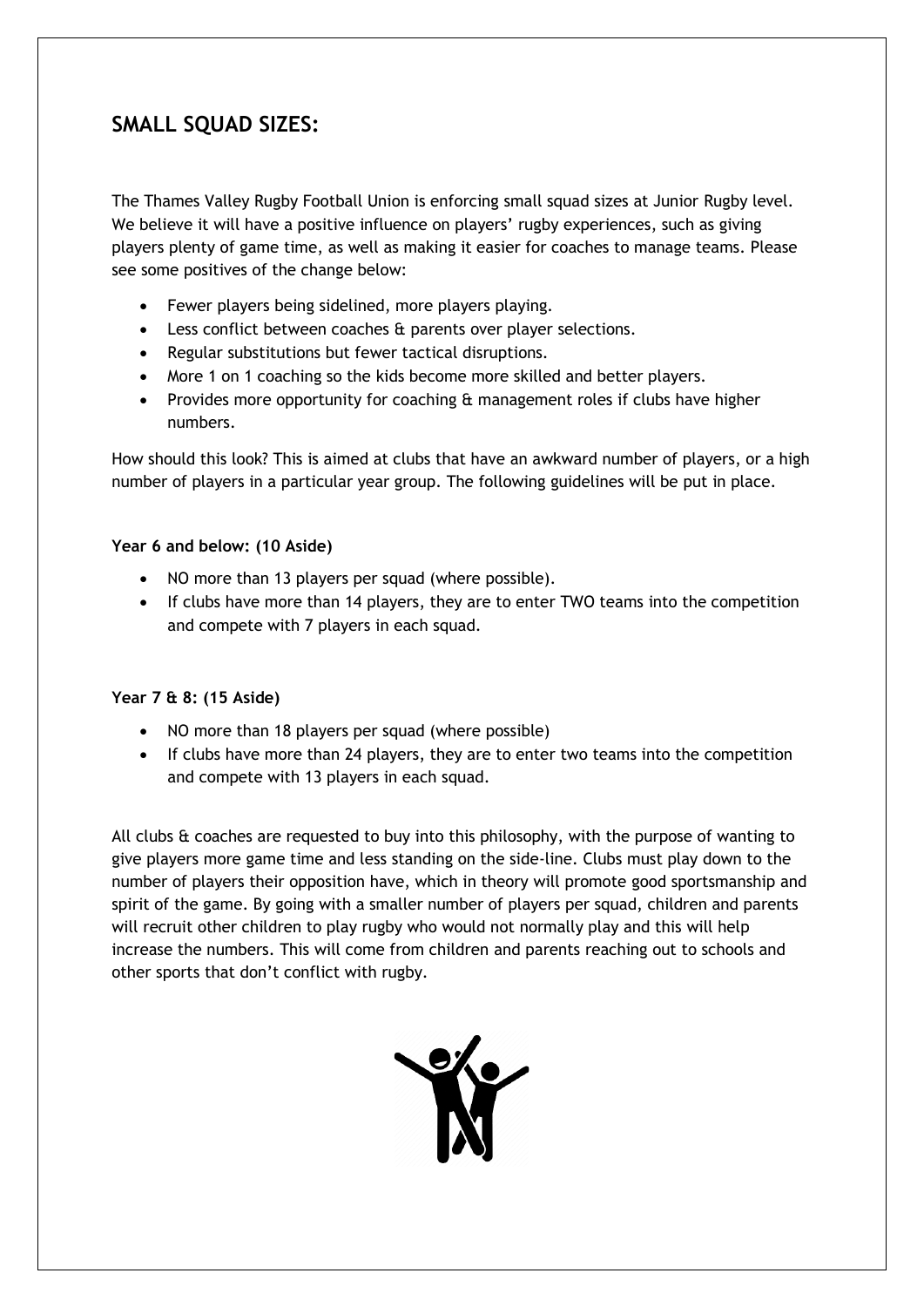## SMALL SQUAD SIZES:

The Thames Valley Rugby Football Union is enforcing small squad sizes at Junior Rugby level. We believe it will have a positive influence on players' rugby experiences, such as giving players plenty of game time, as well as making it easier for coaches to manage teams. Please see some positives of the change below:

- Fewer players being sidelined, more players playing.
- Less conflict between coaches & parents over player selections.
- Regular substitutions but fewer tactical disruptions.
- More 1 on 1 coaching so the kids become more skilled and better players.
- Provides more opportunity for coaching & management roles if clubs have higher numbers.

How should this look? This is aimed at clubs that have an awkward number of players, or a high number of players in a particular year group. The following guidelines will be put in place.

**Year 6 and below: (10 Aside)**

- NO more than 13 players per squad (where possible).
- If clubs have more than 14 players, they are to enter TWO teams into the competition and compete with 7 players in each squad.

**Year 7 & 8: (15 Aside)**

- NO more than 18 players per squad (where possible)
- If clubs have more than 24 players, they are to enter two teams into the competition and compete with 13 players in each squad.

All clubs & coaches are requested to buy into this philosophy, with the purpose of wanting to give players more game time and less standing on the side-line. Clubs must play down to the number of players their opposition have, which in theory will promote good sportsmanship and spirit of the game. By going with a smaller number of players per squad, children and parents will recruit other children to play rugby who would not normally play and this will help increase the numbers. This will come from children and parents reaching out to schools and other sports that don't conflict with rugby.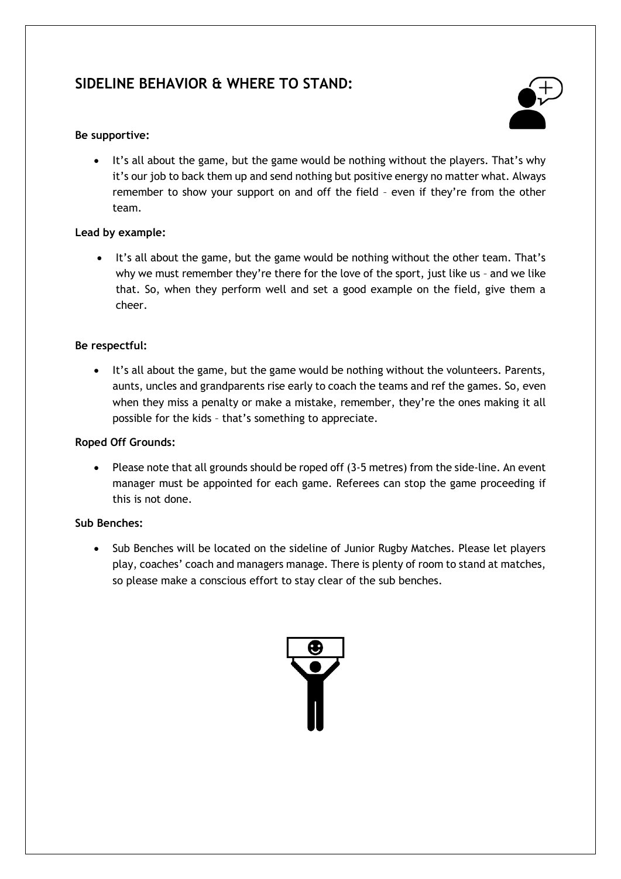## SIDELINE BEHAVIOR & WHERE TO STAND:

**Be supportive:**

- It's all about the game, but the game would be nothing without the players. That's why it's our job to back them up and send nothing but positive energy no matter what. Always remember to show your support on and off the field – even if they're from the other team.

**Lead by example:**

- It's all about the game, but the game would be nothing without the other team. That's why we must remember they're there for the love of the sport, just like us – and we like that. So, when they perform well and set a good example on the field, give them a cheer.

**Be respectful:**

- It's all about the game, but the game would be nothing without the volunteers. Parents, aunts, uncles and grandparents rise early to coach the teams and ref the games. So, even when they miss a penalty or make a mistake, remember, they're the ones making it all possible for the kids – that's something to appreciate.

**Roped Off Grounds:**

- Please note that all grounds should be roped off (3-5 metres) from the side-line. An event manager must be appointed for each game. Referees can stop the game proceeding if this is not done.

**Sub Benches:**

- Sub Benches will be located on the sideline of Junior Rugby Matches. Please let players play, coaches' coach and managers manage. There is plenty of room to stand at matches, so please make a conscious effort to stay clear of the sub benches.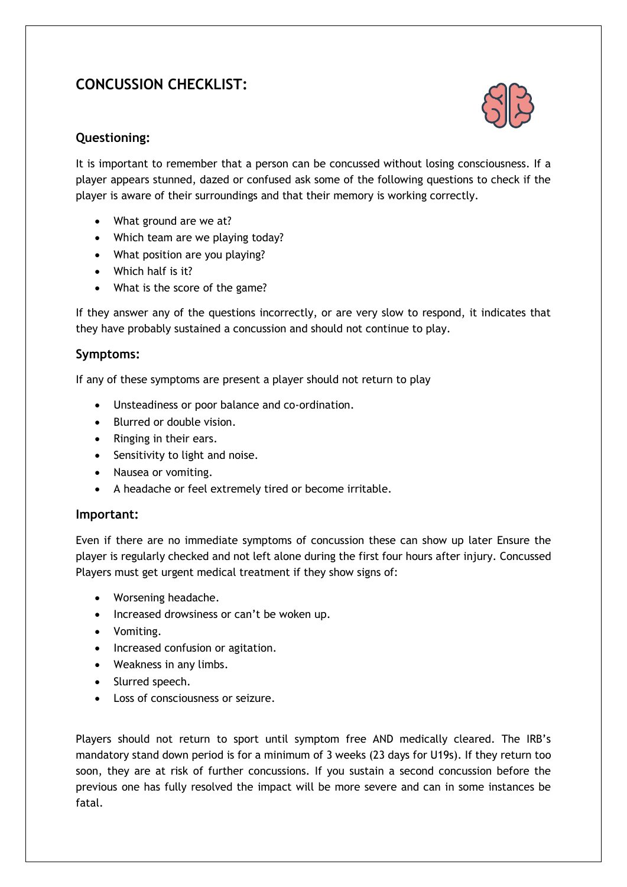## CONCUSSION CHECKLIST:

### Questioning:

It is important to remember that a person can be concussed without losing consciousness. If a player appears stunned, dazed or confused ask some of the following questions to check if the player is aware of their surroundings and that their memory is working correctly.

- What ground are we at?
- Which team are we playing today?
- What position are you playing?
- Which half is it?
- What is the score of the game?

If they answer any of the questions incorrectly, or are very slow to respond, it indicates that they have probably sustained a concussion and should not continue to play.

### Symptoms:

If any of these symptoms are present a player should not return to play

- Unsteadiness or poor balance and co-ordination.
- Blurred or double vision.
- Ringing in their ears.
- Sensitivity to light and noise.
- Nausea or vomiting.
- A headache or feel extremely tired or become irritable.

### Important:

Even if there are no immediate symptoms of concussion these can show up later Ensure the player is regularly checked and not left alone during the first four hours after injury. Concussed Players must get urgent medical treatment if they show signs of:

- Worsening headache.
- Increased drowsiness or can't be woken up.
- Vomiting.
- Increased confusion or agitation.
- Weakness in any limbs.
- Slurred speech.
- Loss of consciousness or seizure.

Players should not return to sport until symptom free AND medically cleared. The IRB's mandatory stand down period is for a minimum of 3 weeks (23 days for U19s). If they return too soon, they are at risk of further concussions. If you sustain a second concussion before the previous one has fully resolved the impact will be more severe and can in some instances be fatal.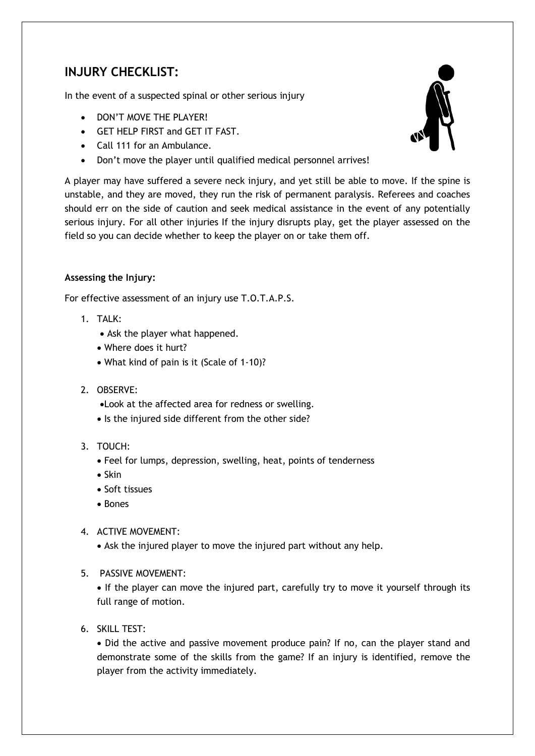## INJURY CHECKLIST:

In the event of a suspected spinal or other serious injury

- DON'T MOVE THE PLAYER!
- GET HELP FIRST and GET IT FAST.
- Call 111 for an Ambulance.
- Don't move the player until qualified medical personnel arrives!

A player may have suffered a severe neck injury, and yet still be able to move. If the spine is unstable, and they are moved, they run the risk of permanent paralysis. Referees and coaches should err on the side of caution and seek medical assistance in the event of any potentially serious injury. For all other injuries If the injury disrupts play, get the player assessed on the field so you can decide whether to keep the player on or take them off.

**Assessing the Injury:**

For effective assessment of an injury use T.O.T.A.P.S.

1. TALK:
   - Ask the player what happened.
   - Where does it hurt?
   - What kind of pain is it (Scale of 1-10)?
2. OBSERVE:
   - Look at the affected area for redness or swelling.
   - Is the injured side different from the other side?
3. TOUCH:
   - Feel for lumps, depression, swelling, heat, points of tenderness
   - Skin
   - Soft tissues
   - Bones
4. ACTIVE MOVEMENT:
   - Ask the injured player to move the injured part without any help.
5. PASSIVE MOVEMENT:
   - If the player can move the injured part, carefully try to move it yourself through its full range of motion.
6. SKILL TEST:
   - Did the active and passive movement produce pain? If no, can the player stand and demonstrate some of the skills from the game? If an injury is identified, remove the player from the activity immediately.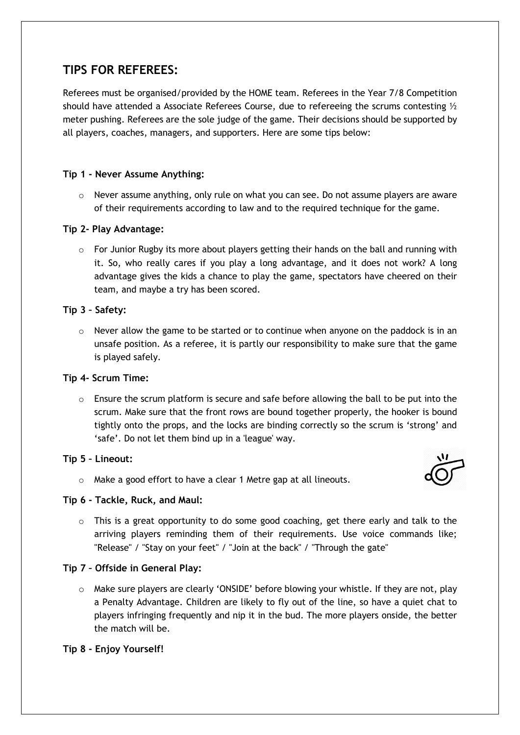## TIPS FOR REFEREES:

Referees must be organised/provided by the HOME team. Referees in the Year 7/8 Competition should have attended a Associate Referees Course, due to refereeing the scrums contesting ½ meter pushing. Referees are the sole judge of the game. Their decisions should be supported by all players, coaches, managers, and supporters. Here are some tips below:

**Tip 1 - Never Assume Anything:**

- Never assume anything, only rule on what you can see. Do not assume players are aware of their requirements according to law and to the required technique for the game.

**Tip 2- Play Advantage:**

- For Junior Rugby its more about players getting their hands on the ball and running with it. So, who really cares if you play a long advantage, and it does not work? A long advantage gives the kids a chance to play the game, spectators have cheered on their team, and maybe a try has been scored.

**Tip 3 – Safety:**

- Never allow the game to be started or to continue when anyone on the paddock is in an unsafe position. As a referee, it is partly our responsibility to make sure that the game is played safely.

**Tip 4- Scrum Time:**

- Ensure the scrum platform is secure and safe before allowing the ball to be put into the scrum. Make sure that the front rows are bound together properly, the hooker is bound tightly onto the props, and the locks are binding correctly so the scrum is 'strong' and 'safe'. Do not let them bind up in a 'league' way.

**Tip 5 – Lineout:**

- Make a good effort to have a clear 1 Metre gap at all lineouts.

**Tip 6 - Tackle, Ruck, and Maul:**

- This is a great opportunity to do some good coaching, get there early and talk to the arriving players reminding them of their requirements. Use voice commands like; "Release" / "Stay on your feet" / "Join at the back" / "Through the gate"

**Tip 7 – Offside in General Play:**

- Make sure players are clearly 'ONSIDE' before blowing your whistle. If they are not, play a Penalty Advantage. Children are likely to fly out of the line, so have a quiet chat to players infringing frequently and nip it in the bud. The more players onside, the better the match will be.

**Tip 8 - Enjoy Yourself!**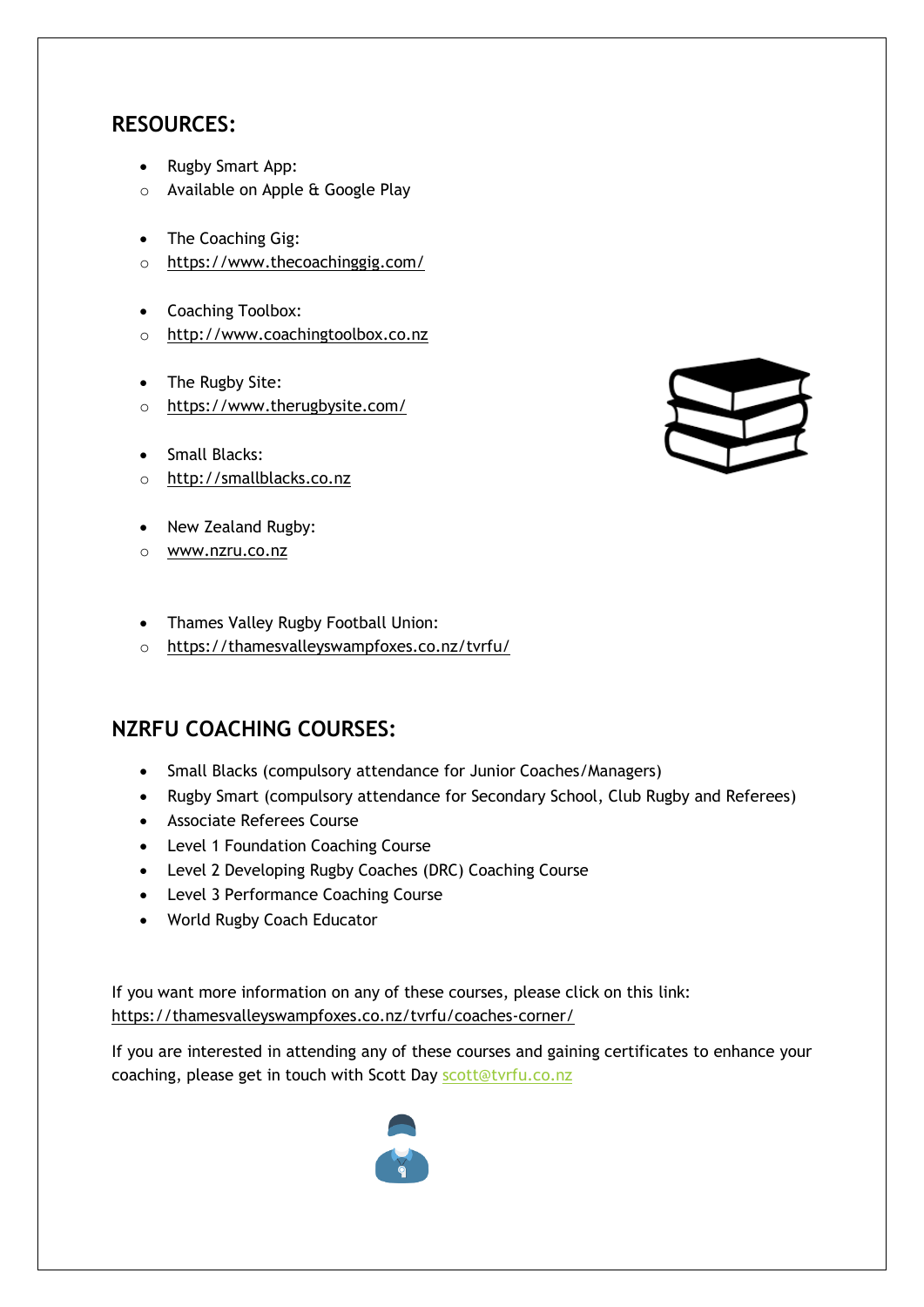## RESOURCES:

- Rugby Smart App:
    - Available on Apple & Google Play

- The Coaching Gig:
    - https://www.thecoachinggig.com/

- Coaching Toolbox:
    - http://www.coachingtoolbox.co.nz

- The Rugby Site:
    - https://www.therugbysite.com/

- Small Blacks:
    - http://smallblacks.co.nz

- New Zealand Rugby:
    - www.nzru.co.nz

- Thames Valley Rugby Football Union:
    - https://thamesvalleyswampfoxes.co.nz/tvrfu/

## NZRFU COACHING COURSES:

- Small Blacks (compulsory attendance for Junior Coaches/Managers)
- Rugby Smart (compulsory attendance for Secondary School, Club Rugby and Referees)
- Associate Referees Course
- Level 1 Foundation Coaching Course
- Level 2 Developing Rugby Coaches (DRC) Coaching Course
- Level 3 Performance Coaching Course
- World Rugby Coach Educator

If you want more information on any of these courses, please click on this link: https://thamesvalleyswampfoxes.co.nz/tvrfu/coaches-corner/

If you are interested in attending any of these courses and gaining certificates to enhance your coaching, please get in touch with Scott Day scott@tvrfu.co.nz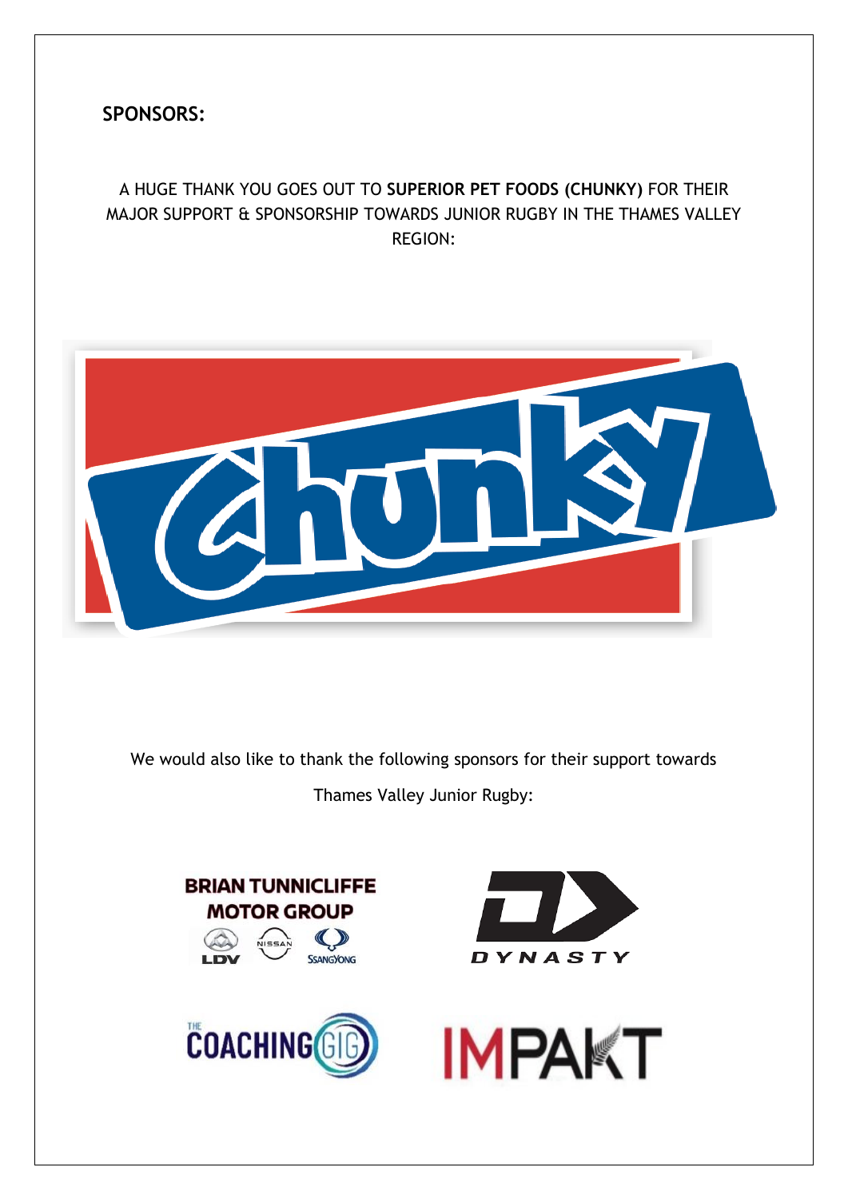**SPONSORS:**

A HUGE THANK YOU GOES OUT TO **SUPERIOR PET FOODS (CHUNKY)** FOR THEIR MAJOR SUPPORT & SPONSORSHIP TOWARDS JUNIOR RUGBY IN THE THAMES VALLEY REGION:

We would also like to thank the following sponsors for their support towards Thames Valley Junior Rugby: